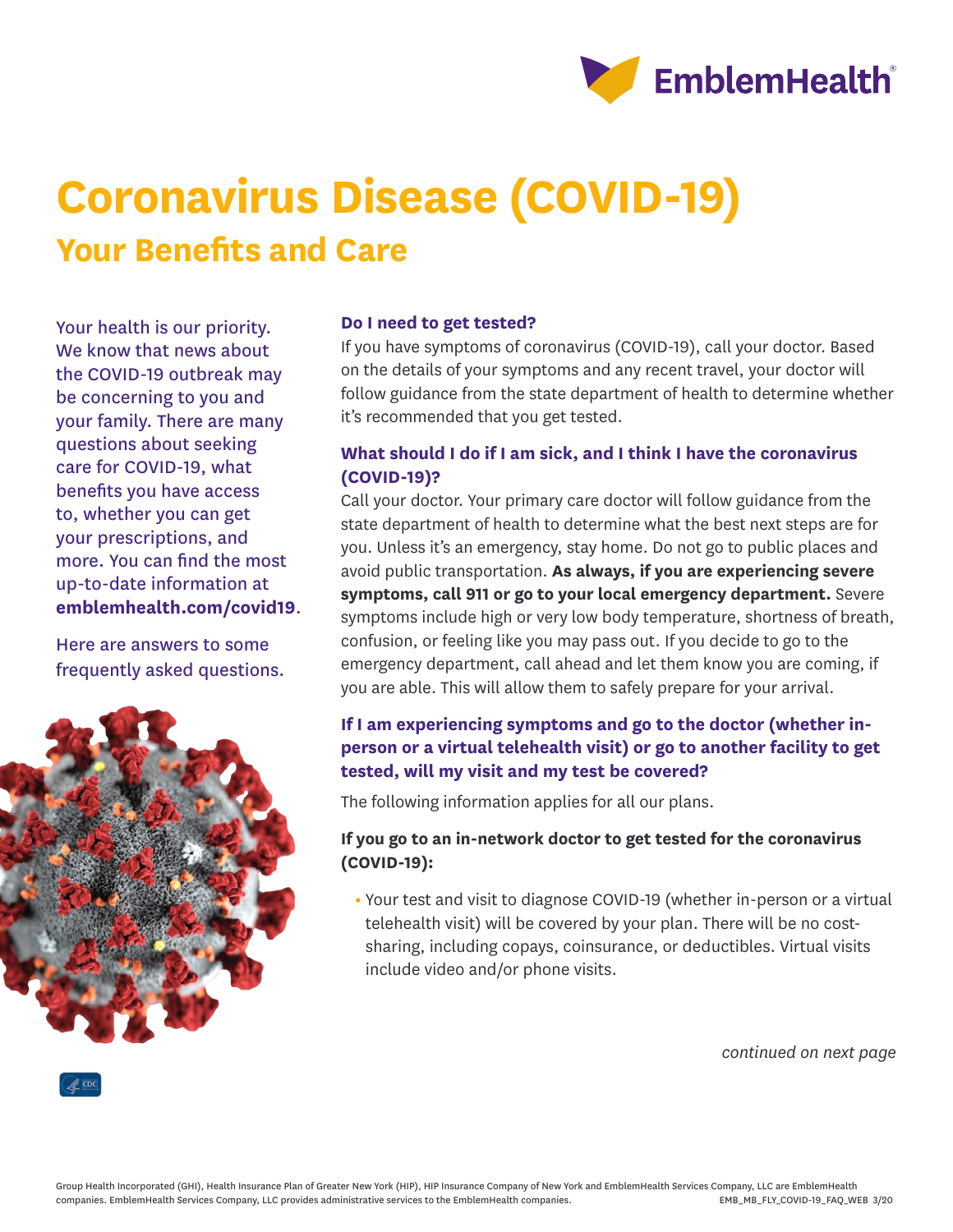# Coronavirus Disease (COVID-19)

## Your Benefits and Care

Your health is our priority. We know that news about the COVID-19 outbreak may be concerning to you and your family. There are many questions about seeking care for COVID-19, what benefits you have access to, whether you can get your prescriptions, and more. You can find the most up-to-date information at **emblemhealth.com/covid19**.

Here are answers to some frequently asked questions.

### Do I need to get tested?

If you have symptoms of coronavirus (COVID-19), call your doctor. Based on the details of your symptoms and any recent travel, your doctor will follow guidance from the state department of health to determine whether it's recommended that you get tested.

### What should I do if I am sick, and I think I have the coronavirus (COVID-19)?

Call your doctor. Your primary care doctor will follow guidance from the state department of health to determine what the best next steps are for you. Unless it's an emergency, stay home. Do not go to public places and avoid public transportation. **As always, if you are experiencing severe symptoms, call 911 or go to your local emergency department.** Severe symptoms include high or very low body temperature, shortness of breath, confusion, or feeling like you may pass out. If you decide to go to the emergency department, call ahead and let them know you are coming, if you are able. This will allow them to safely prepare for your arrival.

### If I am experiencing symptoms and go to the doctor (whether in-person or a virtual telehealth visit) or go to another facility to get tested, will my visit and my test be covered?

The following information applies for all our plans.

**If you go to an in-network doctor to get tested for the coronavirus (COVID-19):**

- Your test and visit to diagnose COVID-19 (whether in-person or a virtual telehealth visit) will be covered by your plan. There will be no cost-sharing, including copays, coinsurance, or deductibles. Virtual visits include video and/or phone visits.

*continued on next page*

Group Health Incorporated (GHI), Health Insurance Plan of Greater New York (HIP), HIP Insurance Company of New York and EmblemHealth Services Company, LLC are EmblemHealth companies. EmblemHealth Services Company, LLC provides administrative services to the EmblemHealth companies. EMB_MB_FLY_COVID-19_FAQ_WEB 3/20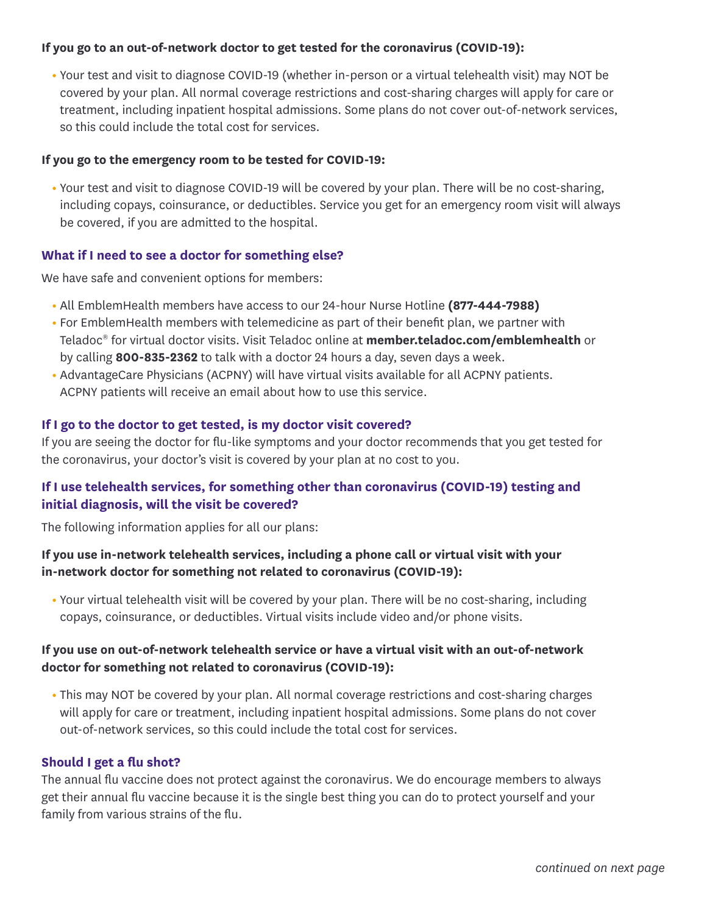**If you go to an out-of-network doctor to get tested for the coronavirus (COVID-19):**

- Your test and visit to diagnose COVID-19 (whether in-person or a virtual telehealth visit) may NOT be covered by your plan. All normal coverage restrictions and cost-sharing charges will apply for care or treatment, including inpatient hospital admissions. Some plans do not cover out-of-network services, so this could include the total cost for services.

**If you go to the emergency room to be tested for COVID-19:**

- Your test and visit to diagnose COVID-19 will be covered by your plan. There will be no cost-sharing, including copays, coinsurance, or deductibles. Service you get for an emergency room visit will always be covered, if you are admitted to the hospital.

### What if I need to see a doctor for something else?

We have safe and convenient options for members:

- All EmblemHealth members have access to our 24-hour Nurse Hotline **(877-444-7988)**
- For EmblemHealth members with telemedicine as part of their benefit plan, we partner with Teladoc® for virtual doctor visits. Visit Teladoc online at **member.teladoc.com/emblemhealth** or by calling **800-835-2362** to talk with a doctor 24 hours a day, seven days a week.
- AdvantageCare Physicians (ACPNY) will have virtual visits available for all ACPNY patients. ACPNY patients will receive an email about how to use this service.

### If I go to the doctor to get tested, is my doctor visit covered?

If you are seeing the doctor for flu-like symptoms and your doctor recommends that you get tested for the coronavirus, your doctor's visit is covered by your plan at no cost to you.

### If I use telehealth services, for something other than coronavirus (COVID-19) testing and initial diagnosis, will the visit be covered?

The following information applies for all our plans:

**If you use in-network telehealth services, including a phone call or virtual visit with your in-network doctor for something not related to coronavirus (COVID-19):**

- Your virtual telehealth visit will be covered by your plan. There will be no cost-sharing, including copays, coinsurance, or deductibles. Virtual visits include video and/or phone visits.

**If you use on out-of-network telehealth service or have a virtual visit with an out-of-network doctor for something not related to coronavirus (COVID-19):**

- This may NOT be covered by your plan. All normal coverage restrictions and cost-sharing charges will apply for care or treatment, including inpatient hospital admissions. Some plans do not cover out-of-network services, so this could include the total cost for services.

### Should I get a flu shot?

The annual flu vaccine does not protect against the coronavirus. We do encourage members to always get their annual flu vaccine because it is the single best thing you can do to protect yourself and your family from various strains of the flu.

*continued on next page*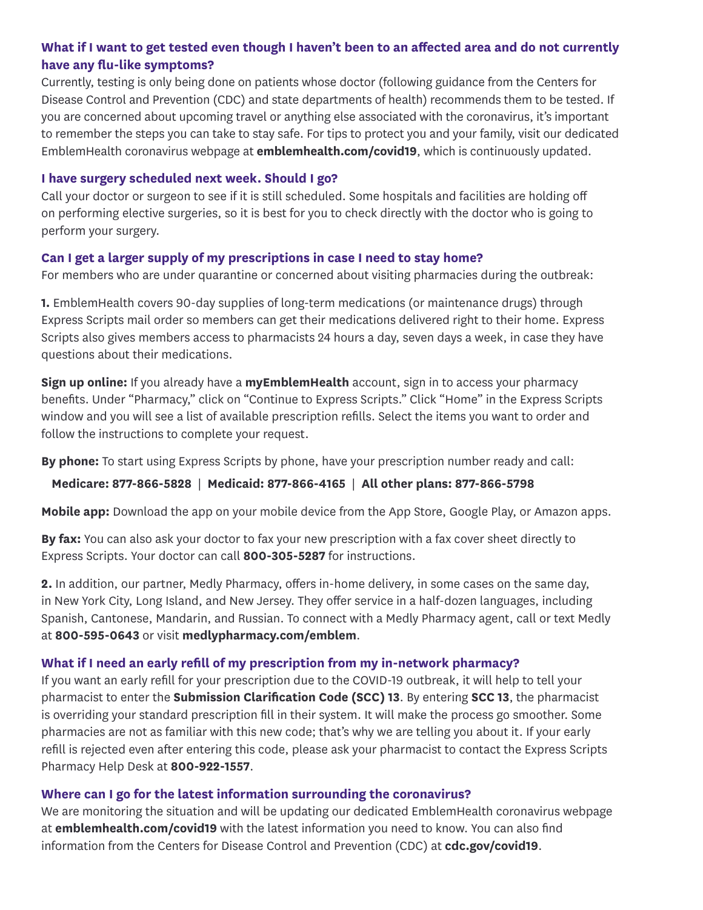### What if I want to get tested even though I haven't been to an affected area and do not currently have any flu-like symptoms?

Currently, testing is only being done on patients whose doctor (following guidance from the Centers for Disease Control and Prevention (CDC) and state departments of health) recommends them to be tested. If you are concerned about upcoming travel or anything else associated with the coronavirus, it's important to remember the steps you can take to stay safe. For tips to protect you and your family, visit our dedicated EmblemHealth coronavirus webpage at **emblemhealth.com/covid19**, which is continuously updated.

### I have surgery scheduled next week. Should I go?

Call your doctor or surgeon to see if it is still scheduled. Some hospitals and facilities are holding off on performing elective surgeries, so it is best for you to check directly with the doctor who is going to perform your surgery.

### Can I get a larger supply of my prescriptions in case I need to stay home?

For members who are under quarantine or concerned about visiting pharmacies during the outbreak:

**1.** EmblemHealth covers 90-day supplies of long-term medications (or maintenance drugs) through Express Scripts mail order so members can get their medications delivered right to their home. Express Scripts also gives members access to pharmacists 24 hours a day, seven days a week, in case they have questions about their medications.

**Sign up online:** If you already have a **myEmblemHealth** account, sign in to access your pharmacy benefits. Under "Pharmacy," click on "Continue to Express Scripts." Click "Home" in the Express Scripts window and you will see a list of available prescription refills. Select the items you want to order and follow the instructions to complete your request.

**By phone:** To start using Express Scripts by phone, have your prescription number ready and call:

**Medicare: 877-866-5828** | **Medicaid: 877-866-4165** | **All other plans: 877-866-5798**

**Mobile app:** Download the app on your mobile device from the App Store, Google Play, or Amazon apps.

**By fax:** You can also ask your doctor to fax your new prescription with a fax cover sheet directly to Express Scripts. Your doctor can call **800-305-5287** for instructions.

**2.** In addition, our partner, Medly Pharmacy, offers in-home delivery, in some cases on the same day, in New York City, Long Island, and New Jersey. They offer service in a half-dozen languages, including Spanish, Cantonese, Mandarin, and Russian. To connect with a Medly Pharmacy agent, call or text Medly at **800-595-0643** or visit **medlypharmacy.com/emblem**.

### What if I need an early refill of my prescription from my in-network pharmacy?

If you want an early refill for your prescription due to the COVID-19 outbreak, it will help to tell your pharmacist to enter the **Submission Clarification Code (SCC) 13**. By entering **SCC 13**, the pharmacist is overriding your standard prescription fill in their system. It will make the process go smoother. Some pharmacies are not as familiar with this new code; that's why we are telling you about it. If your early refill is rejected even after entering this code, please ask your pharmacist to contact the Express Scripts Pharmacy Help Desk at **800-922-1557**.

### Where can I go for the latest information surrounding the coronavirus?

We are monitoring the situation and will be updating our dedicated EmblemHealth coronavirus webpage at **emblemhealth.com/covid19** with the latest information you need to know. You can also find information from the Centers for Disease Control and Prevention (CDC) at **cdc.gov/covid19**.